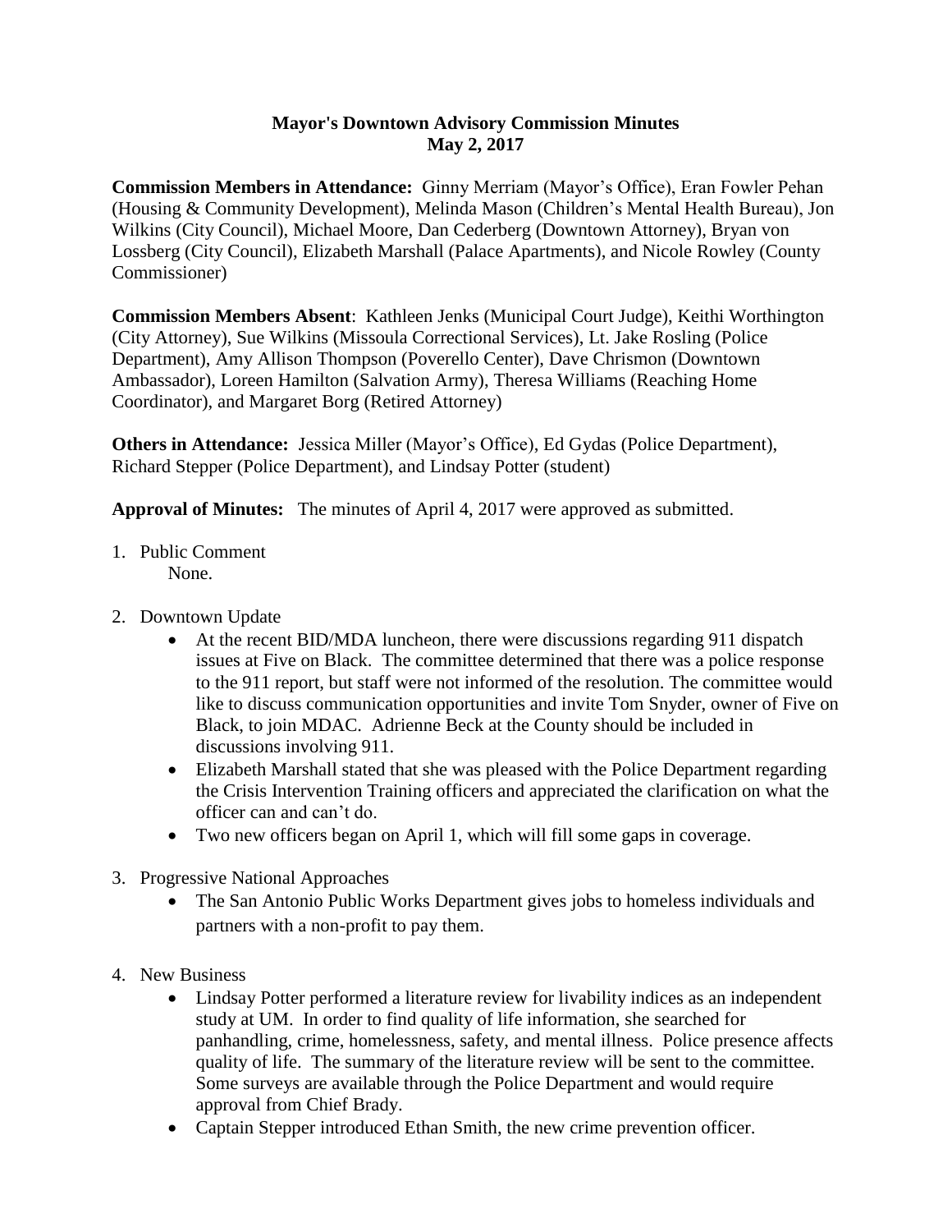**Mayor's Downtown Advisory Commission Minutes**
**May 2, 2017**

**Commission Members in Attendance:** Ginny Merriam (Mayor's Office), Eran Fowler Pehan (Housing & Community Development), Melinda Mason (Children's Mental Health Bureau), Jon Wilkins (City Council), Michael Moore, Dan Cederberg (Downtown Attorney), Bryan von Lossberg (City Council), Elizabeth Marshall (Palace Apartments), and Nicole Rowley (County Commissioner)

**Commission Members Absent**: Kathleen Jenks (Municipal Court Judge), Keithi Worthington (City Attorney), Sue Wilkins (Missoula Correctional Services), Lt. Jake Rosling (Police Department), Amy Allison Thompson (Poverello Center), Dave Chrismon (Downtown Ambassador), Loreen Hamilton (Salvation Army), Theresa Williams (Reaching Home Coordinator), and Margaret Borg (Retired Attorney)

**Others in Attendance:** Jessica Miller (Mayor's Office), Ed Gydas (Police Department), Richard Stepper (Police Department), and Lindsay Potter (student)

**Approval of Minutes:** The minutes of April 4, 2017 were approved as submitted.

1. Public Comment
   None.

2. Downtown Update
   - At the recent BID/MDA luncheon, there were discussions regarding 911 dispatch issues at Five on Black. The committee determined that there was a police response to the 911 report, but staff were not informed of the resolution. The committee would like to discuss communication opportunities and invite Tom Snyder, owner of Five on Black, to join MDAC. Adrienne Beck at the County should be included in discussions involving 911.
   - Elizabeth Marshall stated that she was pleased with the Police Department regarding the Crisis Intervention Training officers and appreciated the clarification on what the officer can and can't do.
   - Two new officers began on April 1, which will fill some gaps in coverage.

3. Progressive National Approaches
   - The San Antonio Public Works Department gives jobs to homeless individuals and partners with a non-profit to pay them.

4. New Business
   - Lindsay Potter performed a literature review for livability indices as an independent study at UM. In order to find quality of life information, she searched for panhandling, crime, homelessness, safety, and mental illness. Police presence affects quality of life. The summary of the literature review will be sent to the committee. Some surveys are available through the Police Department and would require approval from Chief Brady.
   - Captain Stepper introduced Ethan Smith, the new crime prevention officer.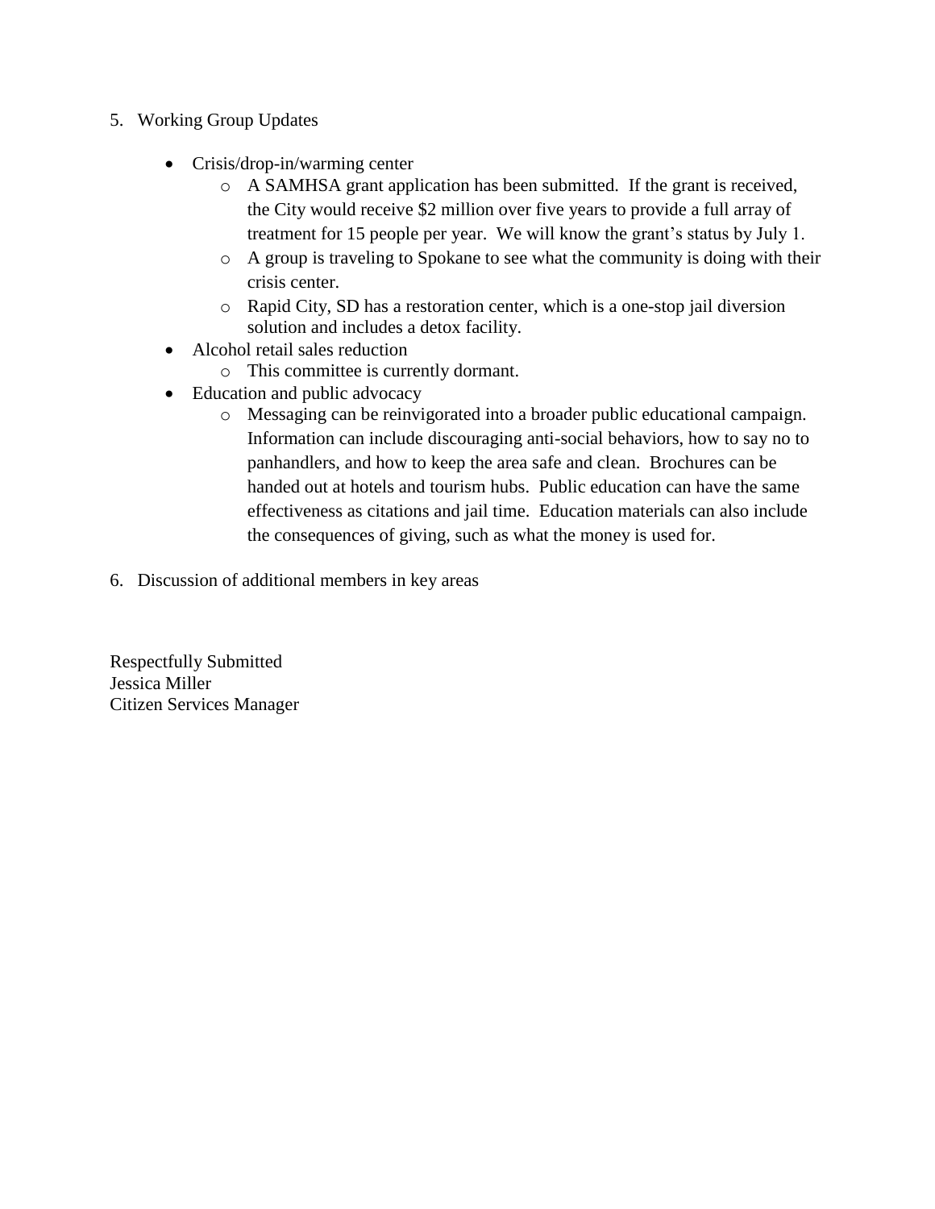5. Working Group Updates

   - Crisis/drop-in/warming center
     - A SAMHSA grant application has been submitted. If the grant is received, the City would receive $2 million over five years to provide a full array of treatment for 15 people per year. We will know the grant's status by July 1.
     - A group is traveling to Spokane to see what the community is doing with their crisis center.
     - Rapid City, SD has a restoration center, which is a one-stop jail diversion solution and includes a detox facility.
   - Alcohol retail sales reduction
     - This committee is currently dormant.
   - Education and public advocacy
     - Messaging can be reinvigorated into a broader public educational campaign. Information can include discouraging anti-social behaviors, how to say no to panhandlers, and how to keep the area safe and clean. Brochures can be handed out at hotels and tourism hubs. Public education can have the same effectiveness as citations and jail time. Education materials can also include the consequences of giving, such as what the money is used for.

6. Discussion of additional members in key areas

Respectfully Submitted
Jessica Miller
Citizen Services Manager